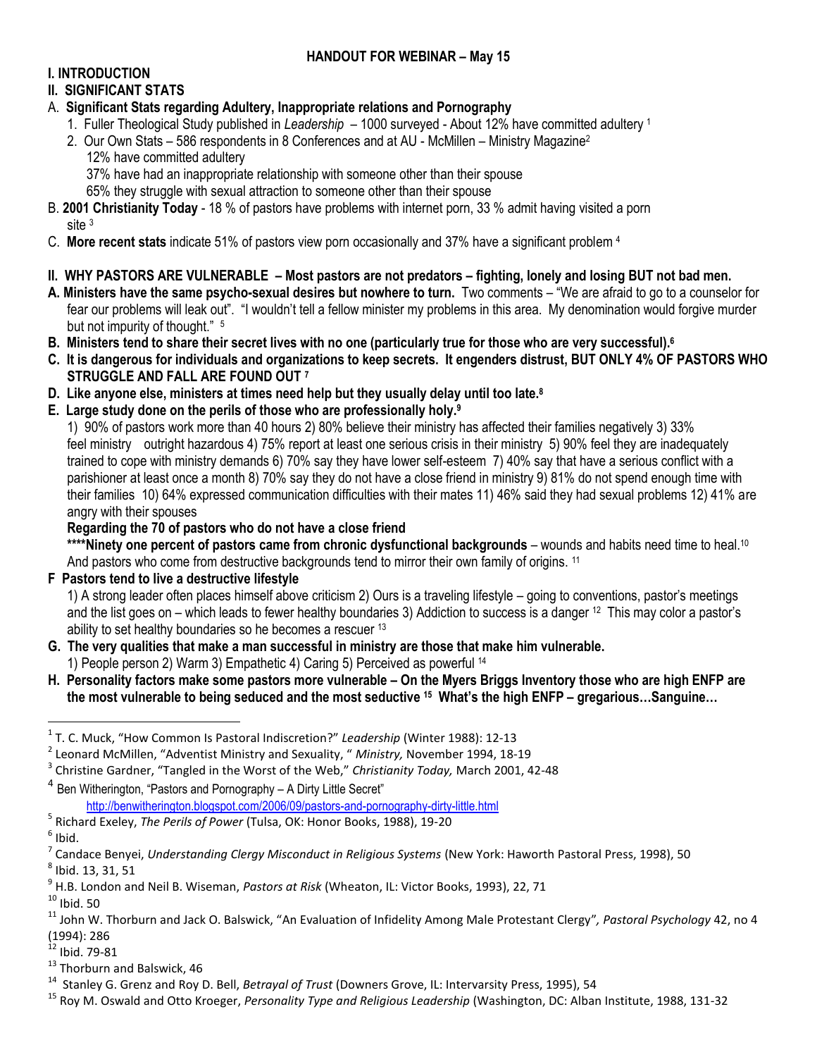**HANDOUT FOR WEBINAR – May 15**

**I. INTRODUCTION**

**II. SIGNIFICANT STATS**

A. **Significant Stats regarding Adultery, Inappropriate relations and Pornography**

1. Fuller Theological Study published in *Leadership* – 1000 surveyed - About 12% have committed adultery [1]
2. Our Own Stats – 586 respondents in 8 Conferences and at AU - McMillen – Ministry Magazine[2]
   12% have committed adultery
   37% have had an inappropriate relationship with someone other than their spouse
   65% they struggle with sexual attraction to someone other than their spouse

B. **2001 Christianity Today** - 18 % of pastors have problems with internet porn, 33 % admit having visited a porn site [3]

C. **More recent stats** indicate 51% of pastors view porn occasionally and 37% have a significant problem [4]

**II. WHY PASTORS ARE VULNERABLE – Most pastors are not predators – fighting, lonely and losing BUT not bad men.**

**A. Ministers have the same psycho-sexual desires but nowhere to turn.** Two comments – "We are afraid to go to a counselor for fear our problems will leak out". "I wouldn't tell a fellow minister my problems in this area. My denomination would forgive murder but not impurity of thought." [5]

**B. Ministers tend to share their secret lives with no one (particularly true for those who are very successful).[6]**

**C. It is dangerous for individuals and organizations to keep secrets. It engenders distrust, BUT ONLY 4% OF PASTORS WHO STRUGGLE AND FALL ARE FOUND OUT [7]**

**D. Like anyone else, ministers at times need help but they usually delay until too late.[8]**

**E. Large study done on the perils of those who are professionally holy.[9]**

1) 90% of pastors work more than 40 hours 2) 80% believe their ministry has affected their families negatively 3) 33% feel ministry outright hazardous 4) 75% report at least one serious crisis in their ministry 5) 90% feel they are inadequately trained to cope with ministry demands 6) 70% say they have lower self-esteem 7) 40% say that have a serious conflict with a parishioner at least once a month 8) 70% say they do not have a close friend in ministry 9) 81% do not spend enough time with their families 10) 64% expressed communication difficulties with their mates 11) 46% said they had sexual problems 12) 41% are angry with their spouses

**Regarding the 70 of pastors who do not have a close friend**

**\*\*\*\*Ninety one percent of pastors came from chronic dysfunctional backgrounds** – wounds and habits need time to heal.[10] And pastors who come from destructive backgrounds tend to mirror their own family of origins. [11]

**F Pastors tend to live a destructive lifestyle**

1) A strong leader often places himself above criticism 2) Ours is a traveling lifestyle – going to conventions, pastor's meetings and the list goes on – which leads to fewer healthy boundaries 3) Addiction to success is a danger [12] This may color a pastor's ability to set healthy boundaries so he becomes a rescuer [13]

**G. The very qualities that make a man successful in ministry are those that make him vulnerable.**

1) People person 2) Warm 3) Empathetic 4) Caring 5) Perceived as powerful [14]

**H. Personality factors make some pastors more vulnerable – On the Myers Briggs Inventory those who are high ENFP are the most vulnerable to being seduced and the most seductive [15] What's the high ENFP – gregarious…Sanguine…**

---

[1] T. C. Muck, "How Common Is Pastoral Indiscretion?" *Leadership* (Winter 1988): 12-13
[2] Leonard McMillen, "Adventist Ministry and Sexuality, " *Ministry,* November 1994, 18-19
[3] Christine Gardner, "Tangled in the Worst of the Web," *Christianity Today,* March 2001, 42-48
[4] Ben Witherington, "Pastors and Pornography – A Dirty Little Secret" http://benwitherington.blogspot.com/2006/09/pastors-and-pornography-dirty-little.html
[5] Richard Exeley, *The Perils of Power* (Tulsa, OK: Honor Books, 1988), 19-20
[6] Ibid.
[7] Candace Benyei, *Understanding Clergy Misconduct in Religious Systems* (New York: Haworth Pastoral Press, 1998), 50
[8] Ibid. 13, 31, 51
[9] H.B. London and Neil B. Wiseman, *Pastors at Risk* (Wheaton, IL: Victor Books, 1993), 22, 71
[10] Ibid. 50
[11] John W. Thorburn and Jack O. Balswick, "An Evaluation of Infidelity Among Male Protestant Clergy"*, Pastoral Psychology* 42, no 4 (1994): 286
[12] Ibid. 79-81
[13] Thorburn and Balswick, 46
[14] Stanley G. Grenz and Roy D. Bell, *Betrayal of Trust* (Downers Grove, IL: Intervarsity Press, 1995), 54
[15] Roy M. Oswald and Otto Kroeger, *Personality Type and Religious Leadership* (Washington, DC: Alban Institute, 1988, 131-32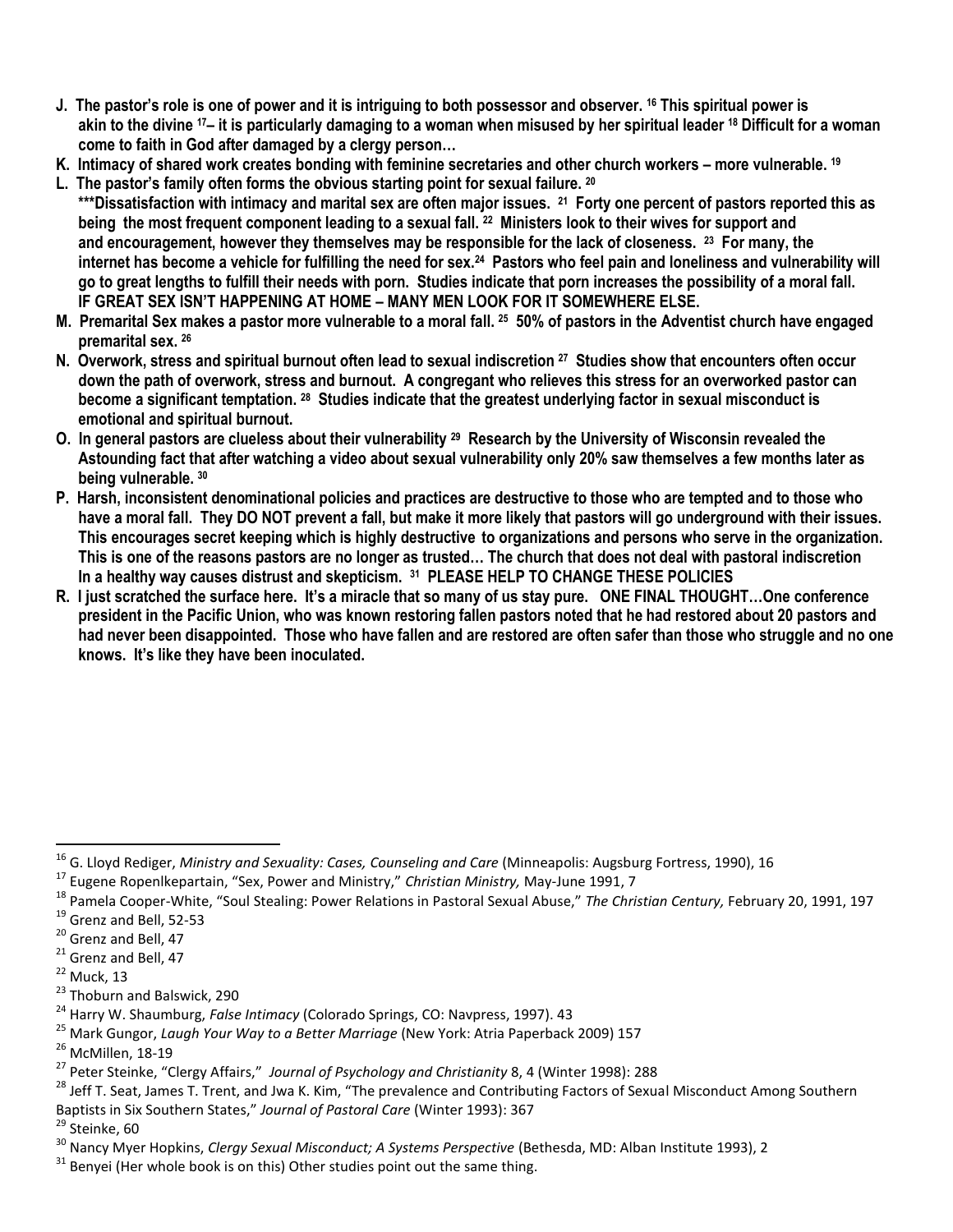- **J. The pastor's role is one of power and it is intriguing to both possessor and observer.[16] This spiritual power is akin to the divine[17]– it is particularly damaging to a woman when misused by her spiritual leader[18] Difficult for a woman come to faith in God after damaged by a clergy person…**
- **K. Intimacy of shared work creates bonding with feminine secretaries and other church workers – more vulnerable.[19]**
- **L. The pastor's family often forms the obvious starting point for sexual failure.[20]**
  **\*\*\*Dissatisfaction with intimacy and marital sex are often major issues.[21] Forty one percent of pastors reported this as being the most frequent component leading to a sexual fall.[22] Ministers look to their wives for support and and encouragement, however they themselves may be responsible for the lack of closeness.[23] For many, the internet has become a vehicle for fulfilling the need for sex.[24] Pastors who feel pain and loneliness and vulnerability will go to great lengths to fulfill their needs with porn. Studies indicate that porn increases the possibility of a moral fall. IF GREAT SEX ISN'T HAPPENING AT HOME – MANY MEN LOOK FOR IT SOMEWHERE ELSE.**
- **M. Premarital Sex makes a pastor more vulnerable to a moral fall.[25] 50% of pastors in the Adventist church have engaged premarital sex.[26]**
- **N. Overwork, stress and spiritual burnout often lead to sexual indiscretion[27] Studies show that encounters often occur down the path of overwork, stress and burnout. A congregant who relieves this stress for an overworked pastor can become a significant temptation.[28] Studies indicate that the greatest underlying factor in sexual misconduct is emotional and spiritual burnout.**
- **O. In general pastors are clueless about their vulnerability[29] Research by the University of Wisconsin revealed the Astounding fact that after watching a video about sexual vulnerability only 20% saw themselves a few months later as being vulnerable.[30]**
- **P. Harsh, inconsistent denominational policies and practices are destructive to those who are tempted and to those who have a moral fall. They DO NOT prevent a fall, but make it more likely that pastors will go underground with their issues. This encourages secret keeping which is highly destructive to organizations and persons who serve in the organization. This is one of the reasons pastors are no longer as trusted… The church that does not deal with pastoral indiscretion In a healthy way causes distrust and skepticism.[31] PLEASE HELP TO CHANGE THESE POLICIES**
- **R. I just scratched the surface here. It's a miracle that so many of us stay pure. ONE FINAL THOUGHT…One conference president in the Pacific Union, who was known restoring fallen pastors noted that he had restored about 20 pastors and had never been disappointed. Those who have fallen and are restored are often safer than those who struggle and no one knows. It's like they have been inoculated.**

---

[16] G. Lloyd Rediger, *Ministry and Sexuality: Cases, Counseling and Care* (Minneapolis: Augsburg Fortress, 1990), 16
[17] Eugene Ropenlkepartain, "Sex, Power and Ministry," *Christian Ministry,* May-June 1991, 7
[18] Pamela Cooper-White, "Soul Stealing: Power Relations in Pastoral Sexual Abuse," *The Christian Century,* February 20, 1991, 197
[19] Grenz and Bell, 52-53
[20] Grenz and Bell, 47
[21] Grenz and Bell, 47
[22] Muck, 13
[23] Thoburn and Balswick, 290
[24] Harry W. Shaumburg, *False Intimacy* (Colorado Springs, CO: Navpress, 1997). 43
[25] Mark Gungor, *Laugh Your Way to a Better Marriage* (New York: Atria Paperback 2009) 157
[26] McMillen, 18-19
[27] Peter Steinke, "Clergy Affairs," *Journal of Psychology and Christianity* 8, 4 (Winter 1998): 288
[28] Jeff T. Seat, James T. Trent, and Jwa K. Kim, "The prevalence and Contributing Factors of Sexual Misconduct Among Southern Baptists in Six Southern States," *Journal of Pastoral Care* (Winter 1993): 367
[29] Steinke, 60
[30] Nancy Myer Hopkins, *Clergy Sexual Misconduct; A Systems Perspective* (Bethesda, MD: Alban Institute 1993), 2
[31] Benyei (Her whole book is on this) Other studies point out the same thing.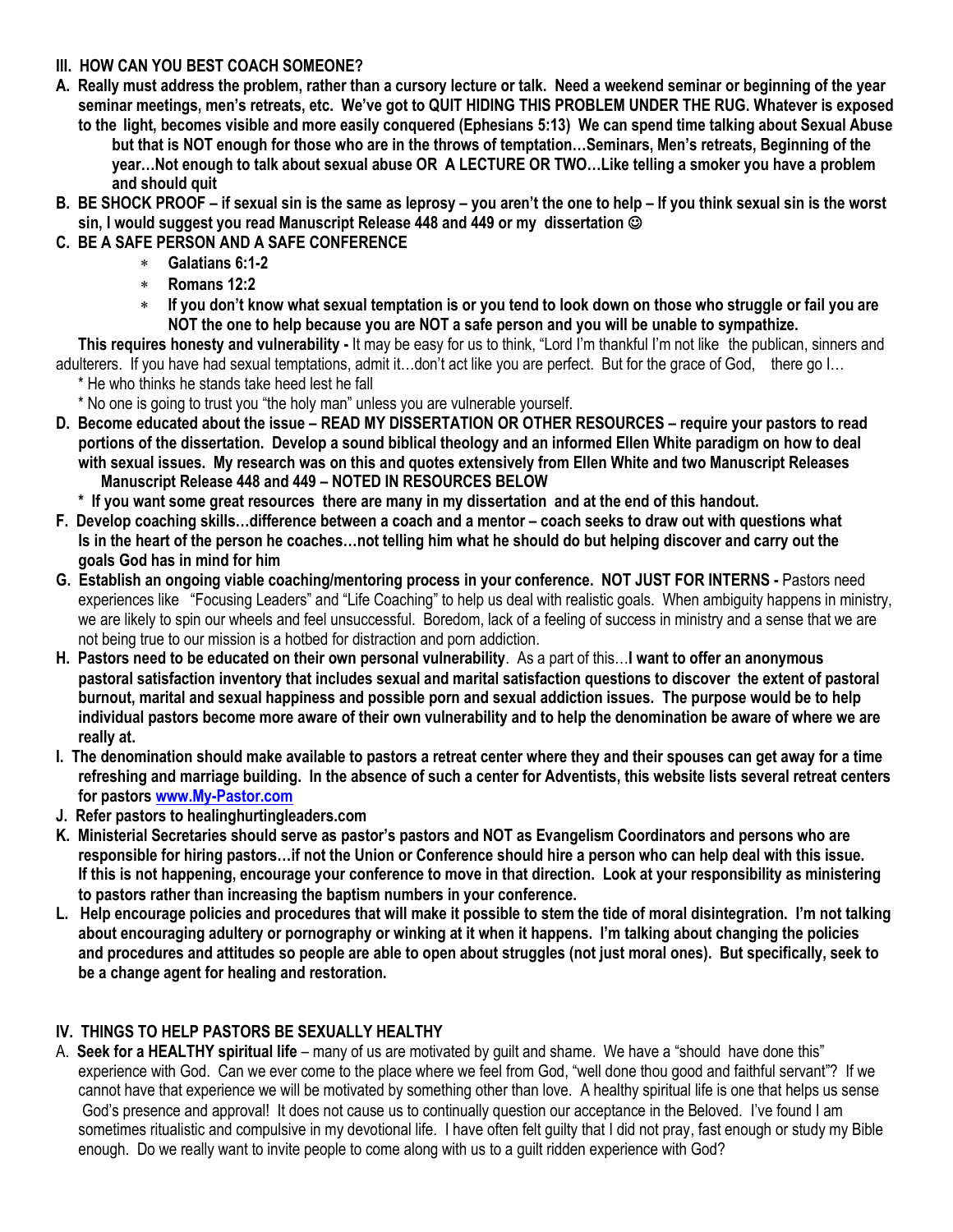### III. HOW CAN YOU BEST COACH SOMEONE?

**A. Really must address the problem, rather than a cursory lecture or talk. Need a weekend seminar or beginning of the year seminar meetings, men's retreats, etc. We've got to QUIT HIDING THIS PROBLEM UNDER THE RUG. Whatever is exposed to the light, becomes visible and more easily conquered (Ephesians 5:13) We can spend time talking about Sexual Abuse but that is NOT enough for those who are in the throws of temptation…Seminars, Men's retreats, Beginning of the year…Not enough to talk about sexual abuse OR A LECTURE OR TWO…Like telling a smoker you have a problem and should quit**

**B. BE SHOCK PROOF – if sexual sin is the same as leprosy – you aren't the one to help – If you think sexual sin is the worst sin, I would suggest you read Manuscript Release 448 and 449 or my dissertation ☺**

**C. BE A SAFE PERSON AND A SAFE CONFERENCE**

- **Galatians 6:1-2**
- **Romans 12:2**
- **If you don't know what sexual temptation is or you tend to look down on those who struggle or fail you are NOT the one to help because you are NOT a safe person and you will be unable to sympathize.**

**This requires honesty and vulnerability -** It may be easy for us to think, "Lord I'm thankful I'm not like the publican, sinners and adulterers. If you have had sexual temptations, admit it…don't act like you are perfect. But for the grace of God, there go I…

\* He who thinks he stands take heed lest he fall

\* No one is going to trust you "the holy man" unless you are vulnerable yourself.

**D. Become educated about the issue – READ MY DISSERTATION OR OTHER RESOURCES – require your pastors to read portions of the dissertation. Develop a sound biblical theology and an informed Ellen White paradigm on how to deal with sexual issues. My research was on this and quotes extensively from Ellen White and two Manuscript Releases Manuscript Release 448 and 449 – NOTED IN RESOURCES BELOW**

**\* If you want some great resources there are many in my dissertation and at the end of this handout.**

**F. Develop coaching skills…difference between a coach and a mentor – coach seeks to draw out with questions what Is in the heart of the person he coaches…not telling him what he should do but helping discover and carry out the goals God has in mind for him**

**G. Establish an ongoing viable coaching/mentoring process in your conference. NOT JUST FOR INTERNS -** Pastors need experiences like "Focusing Leaders" and "Life Coaching" to help us deal with realistic goals. When ambiguity happens in ministry, we are likely to spin our wheels and feel unsuccessful. Boredom, lack of a feeling of success in ministry and a sense that we are not being true to our mission is a hotbed for distraction and porn addiction.

**H. Pastors need to be educated on their own personal vulnerability**. As a part of this…**I want to offer an anonymous pastoral satisfaction inventory that includes sexual and marital satisfaction questions to discover the extent of pastoral burnout, marital and sexual happiness and possible porn and sexual addiction issues. The purpose would be to help individual pastors become more aware of their own vulnerability and to help the denomination be aware of where we are really at.**

**I. The denomination should make available to pastors a retreat center where they and their spouses can get away for a time refreshing and marriage building. In the absence of such a center for Adventists, this website lists several retreat centers for pastors www.My-Pastor.com**

**J. Refer pastors to healinghurtingleaders.com**

**K. Ministerial Secretaries should serve as pastor's pastors and NOT as Evangelism Coordinators and persons who are responsible for hiring pastors…if not the Union or Conference should hire a person who can help deal with this issue. If this is not happening, encourage your conference to move in that direction. Look at your responsibility as ministering to pastors rather than increasing the baptism numbers in your conference.**

**L. Help encourage policies and procedures that will make it possible to stem the tide of moral disintegration. I'm not talking about encouraging adultery or pornography or winking at it when it happens. I'm talking about changing the policies and procedures and attitudes so people are able to open about struggles (not just moral ones). But specifically, seek to be a change agent for healing and restoration.**

### IV. THINGS TO HELP PASTORS BE SEXUALLY HEALTHY

A. **Seek for a HEALTHY spiritual life** – many of us are motivated by guilt and shame. We have a "should have done this" experience with God. Can we ever come to the place where we feel from God, "well done thou good and faithful servant"? If we cannot have that experience we will be motivated by something other than love. A healthy spiritual life is one that helps us sense God's presence and approval! It does not cause us to continually question our acceptance in the Beloved. I've found I am sometimes ritualistic and compulsive in my devotional life. I have often felt guilty that I did not pray, fast enough or study my Bible enough. Do we really want to invite people to come along with us to a guilt ridden experience with God?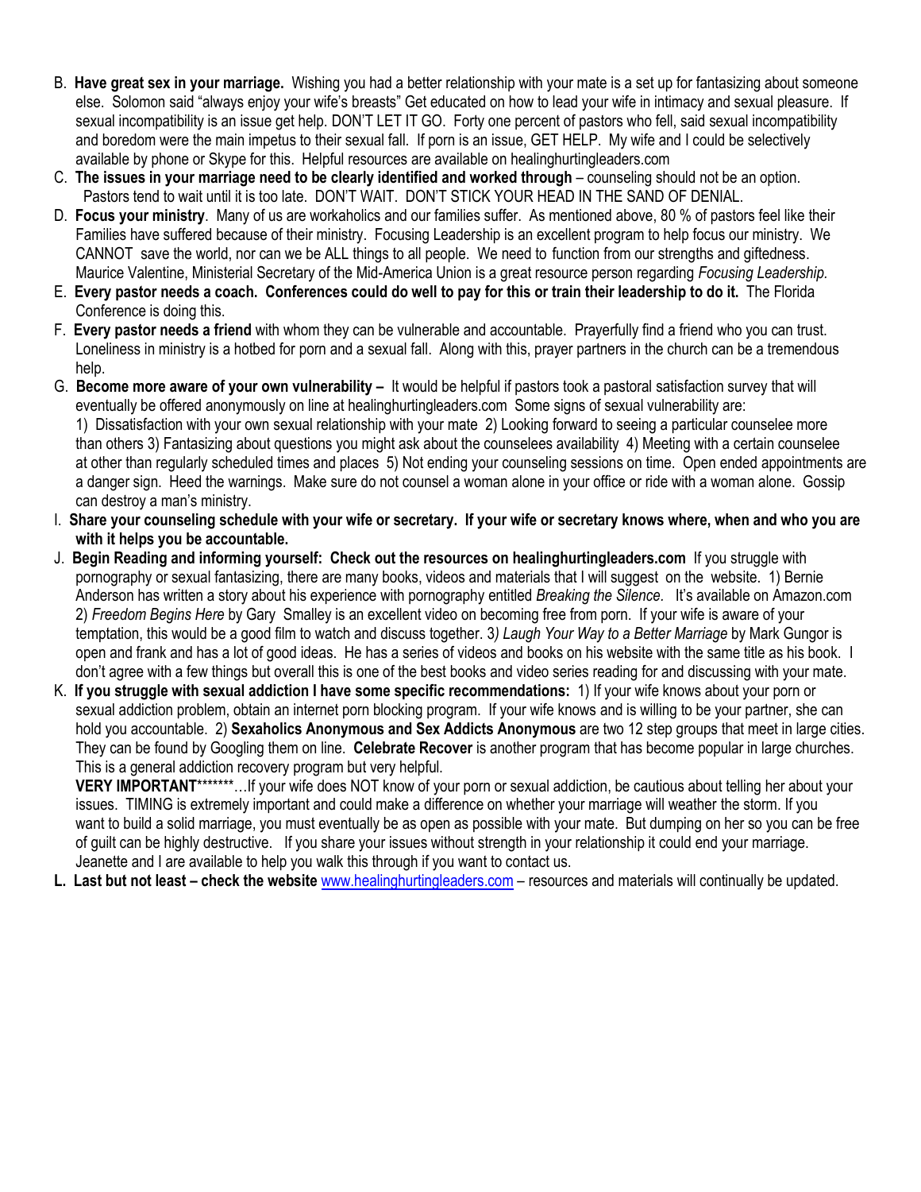B. **Have great sex in your marriage.** Wishing you had a better relationship with your mate is a set up for fantasizing about someone else. Solomon said "always enjoy your wife's breasts" Get educated on how to lead your wife in intimacy and sexual pleasure. If sexual incompatibility is an issue get help. DON'T LET IT GO. Forty one percent of pastors who fell, said sexual incompatibility and boredom were the main impetus to their sexual fall. If porn is an issue, GET HELP. My wife and I could be selectively available by phone or Skype for this. Helpful resources are available on healinghurtingleaders.com

C. **The issues in your marriage need to be clearly identified and worked through** – counseling should not be an option. Pastors tend to wait until it is too late. DON'T WAIT. DON'T STICK YOUR HEAD IN THE SAND OF DENIAL.

D. **Focus your ministry**. Many of us are workaholics and our families suffer. As mentioned above, 80 % of pastors feel like their Families have suffered because of their ministry. Focusing Leadership is an excellent program to help focus our ministry. We CANNOT save the world, nor can we be ALL things to all people. We need to function from our strengths and giftedness. Maurice Valentine, Ministerial Secretary of the Mid-America Union is a great resource person regarding *Focusing Leadership.*

E. **Every pastor needs a coach. Conferences could do well to pay for this or train their leadership to do it.** The Florida Conference is doing this.

F. **Every pastor needs a friend** with whom they can be vulnerable and accountable. Prayerfully find a friend who you can trust. Loneliness in ministry is a hotbed for porn and a sexual fall. Along with this, prayer partners in the church can be a tremendous help.

G. **Become more aware of your own vulnerability –** It would be helpful if pastors took a pastoral satisfaction survey that will eventually be offered anonymously on line at healinghurtingleaders.com Some signs of sexual vulnerability are:
1) Dissatisfaction with your own sexual relationship with your mate 2) Looking forward to seeing a particular counselee more than others 3) Fantasizing about questions you might ask about the counselees availability 4) Meeting with a certain counselee at other than regularly scheduled times and places 5) Not ending your counseling sessions on time. Open ended appointments are a danger sign. Heed the warnings. Make sure do not counsel a woman alone in your office or ride with a woman alone. Gossip can destroy a man's ministry.

I. **Share your counseling schedule with your wife or secretary. If your wife or secretary knows where, when and who you are with it helps you be accountable.**

J. **Begin Reading and informing yourself: Check out the resources on healinghurtingleaders.com** If you struggle with pornography or sexual fantasizing, there are many books, videos and materials that I will suggest on the website. 1) Bernie Anderson has written a story about his experience with pornography entitled *Breaking the Silence.* It's available on Amazon.com 2) *Freedom Begins Here* by Gary Smalley is an excellent video on becoming free from porn. If your wife is aware of your temptation, this would be a good film to watch and discuss together. 3*) Laugh Your Way to a Better Marriage* by Mark Gungor is open and frank and has a lot of good ideas. He has a series of videos and books on his website with the same title as his book. I don't agree with a few things but overall this is one of the best books and video series reading for and discussing with your mate.

K. **If you struggle with sexual addiction I have some specific recommendations:** 1) If your wife knows about your porn or sexual addiction problem, obtain an internet porn blocking program. If your wife knows and is willing to be your partner, she can hold you accountable. 2) **Sexaholics Anonymous and Sex Addicts Anonymous** are two 12 step groups that meet in large cities. They can be found by Googling them on line. **Celebrate Recover** is another program that has become popular in large churches. This is a general addiction recovery program but very helpful.
**VERY IMPORTANT**\*\*\*\*\*\*\*…If your wife does NOT know of your porn or sexual addiction, be cautious about telling her about your issues. TIMING is extremely important and could make a difference on whether your marriage will weather the storm. If you want to build a solid marriage, you must eventually be as open as possible with your mate. But dumping on her so you can be free of guilt can be highly destructive. If you share your issues without strength in your relationship it could end your marriage. Jeanette and I are available to help you walk this through if you want to contact us.

**L. Last but not least – check the website** www.healinghurtingleaders.com – resources and materials will continually be updated.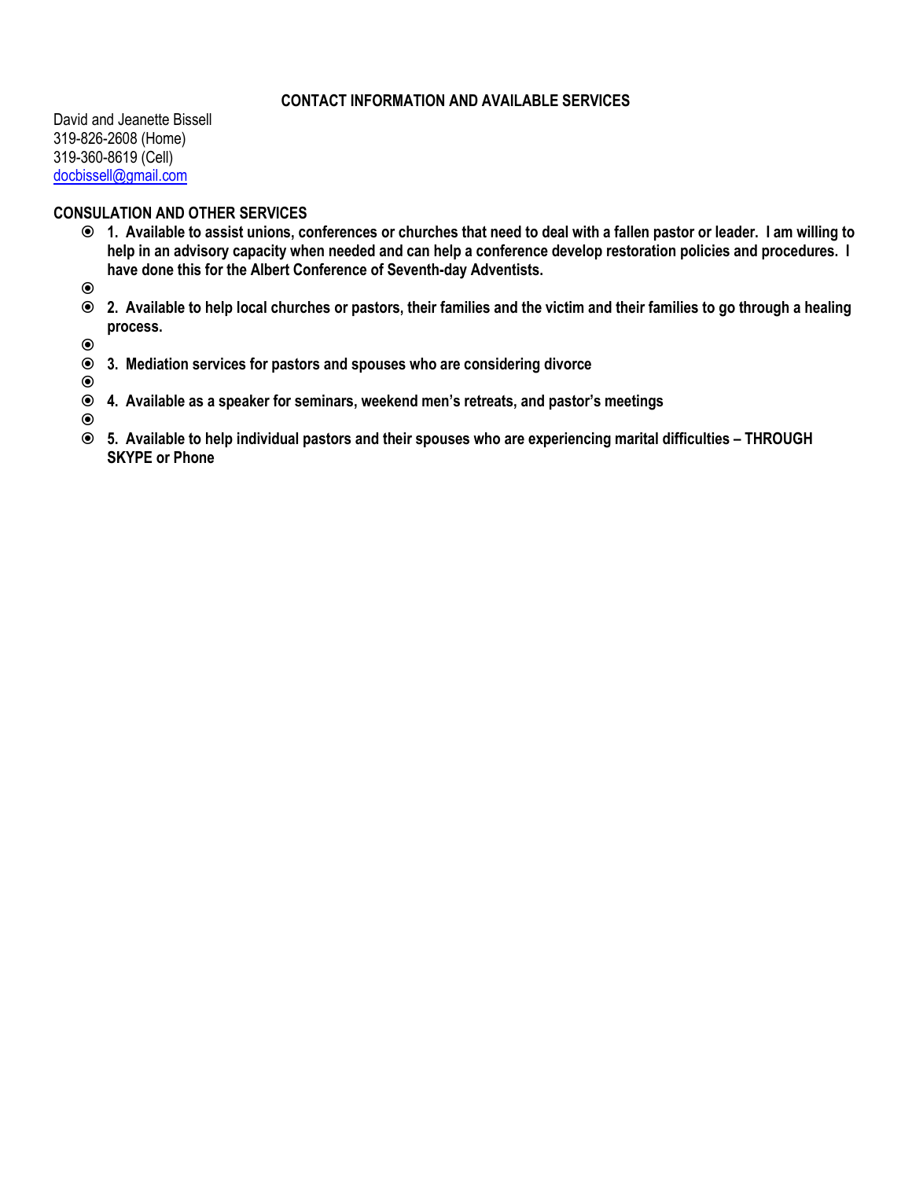## CONTACT INFORMATION AND AVAILABLE SERVICES

David and Jeanette Bissell
319-826-2608 (Home)
319-360-8619 (Cell)
[docbissell@gmail.com](mailto:docbissell@gmail.com)

**CONSULATION AND OTHER SERVICES**

- **1. Available to assist unions, conferences or churches that need to deal with a fallen pastor or leader. I am willing to help in an advisory capacity when needed and can help a conference develop restoration policies and procedures. I have done this for the Albert Conference of Seventh-day Adventists.**
- **2. Available to help local churches or pastors, their families and the victim and their families to go through a healing process.**
- **3. Mediation services for pastors and spouses who are considering divorce**
- **4. Available as a speaker for seminars, weekend men's retreats, and pastor's meetings**
- **5. Available to help individual pastors and their spouses who are experiencing marital difficulties – THROUGH SKYPE or Phone**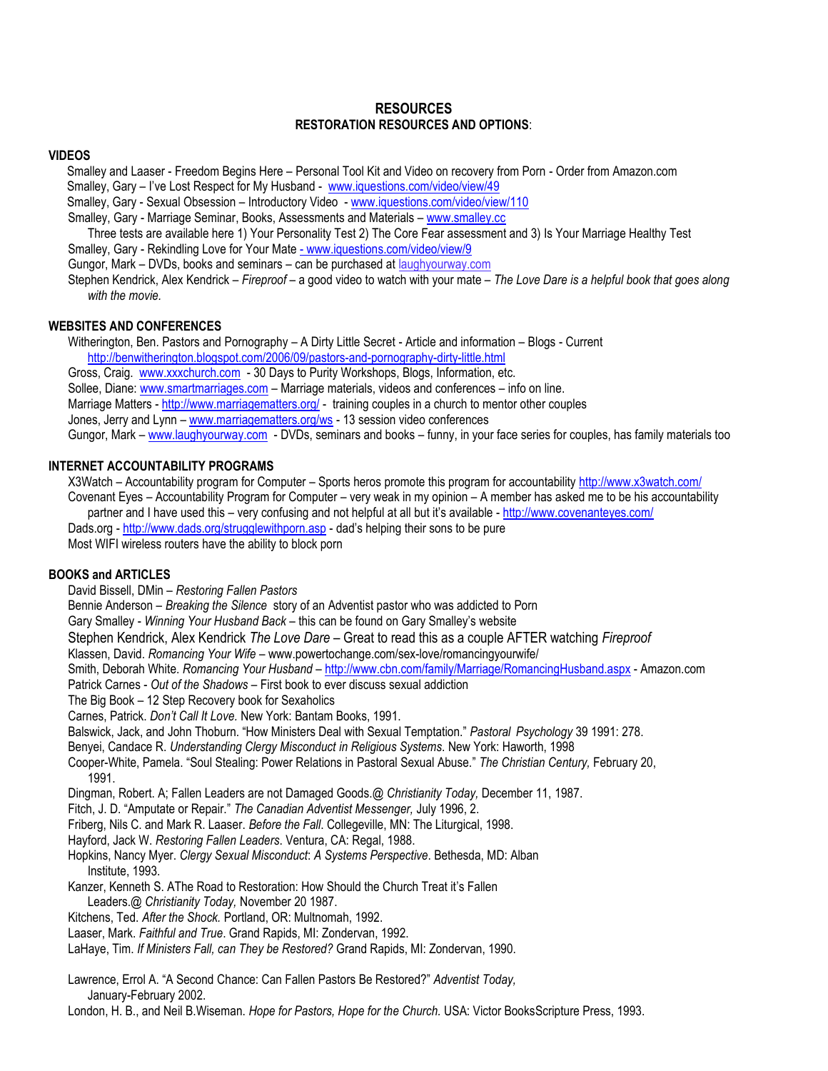## RESOURCES
### RESTORATION RESOURCES AND OPTIONS:

**VIDEOS**

Smalley and Laaser - Freedom Begins Here – Personal Tool Kit and Video on recovery from Porn - Order from Amazon.com
Smalley, Gary – I've Lost Respect for My Husband - www.iquestions.com/video/view/49
Smalley, Gary - Sexual Obsession – Introductory Video - www.iquestions.com/video/view/110
Smalley, Gary - Marriage Seminar, Books, Assessments and Materials – www.smalley.cc
Three tests are available here 1) Your Personality Test 2) The Core Fear assessment and 3) Is Your Marriage Healthy Test
Smalley, Gary - Rekindling Love for Your Mate - www.iquestions.com/video/view/9
Gungor, Mark – DVDs, books and seminars – can be purchased at laughyourway.com
Stephen Kendrick, Alex Kendrick – *Fireproof* – a good video to watch with your mate – *The Love Dare is a helpful book that goes along with the movie.*

**WEBSITES AND CONFERENCES**

Witherington, Ben. Pastors and Pornography – A Dirty Little Secret - Article and information – Blogs - Current http://benwitherington.blogspot.com/2006/09/pastors-and-pornography-dirty-little.html
Gross, Craig. www.xxxchurch.com - 30 Days to Purity Workshops, Blogs, Information, etc.
Sollee, Diane: www.smartmarriages.com – Marriage materials, videos and conferences – info on line.
Marriage Matters - http://www.marriagematters.org/ - training couples in a church to mentor other couples
Jones, Jerry and Lynn – www.marriagematters.org/ws - 13 session video conferences
Gungor, Mark – www.laughyourway.com - DVDs, seminars and books – funny, in your face series for couples, has family materials too

**INTERNET ACCOUNTABILITY PROGRAMS**

X3Watch – Accountability program for Computer – Sports heros promote this program for accountability http://www.x3watch.com/
Covenant Eyes – Accountability Program for Computer – very weak in my opinion – A member has asked me to be his accountability partner and I have used this – very confusing and not helpful at all but it's available - http://www.covenanteyes.com/
Dads.org - http://www.dads.org/strugglewithporn.asp - dad's helping their sons to be pure
Most WIFI wireless routers have the ability to block porn

**BOOKS and ARTICLES**

David Bissell, DMin – *Restoring Fallen Pastors*
Bennie Anderson – *Breaking the Silence* story of an Adventist pastor who was addicted to Porn
Gary Smalley - *Winning Your Husband Back* – this can be found on Gary Smalley's website
Stephen Kendrick, Alex Kendrick *The Love Dare* – Great to read this as a couple AFTER watching *Fireproof*
Klassen, David. *Romancing Your Wife* – www.powertochange.com/sex-love/romancingyourwife/
Smith, Deborah White. *Romancing Your Husband* – http://www.cbn.com/family/Marriage/RomancingHusband.aspx - Amazon.com
Patrick Carnes - *Out of the Shadows* – First book to ever discuss sexual addiction
The Big Book – 12 Step Recovery book for Sexaholics
Carnes, Patrick. *Don't Call It Love.* New York: Bantam Books, 1991.
Balswick, Jack, and John Thoburn. "How Ministers Deal with Sexual Temptation." *Pastoral Psychology* 39 1991: 278.
Benyei, Candace R. *Understanding Clergy Misconduct in Religious Systems.* New York: Haworth, 1998
Cooper-White, Pamela. "Soul Stealing: Power Relations in Pastoral Sexual Abuse." *The Christian Century,* February 20, 1991.
Dingman, Robert. A; Fallen Leaders are not Damaged Goods.@ *Christianity Today,* December 11, 1987.
Fitch, J. D. "Amputate or Repair." *The Canadian Adventist Messenger,* July 1996, 2.
Friberg, Nils C. and Mark R. Laaser. *Before the Fall.* Collegeville, MN: The Liturgical, 1998.
Hayford, Jack W. *Restoring Fallen Leaders*. Ventura, CA: Regal, 1988.
Hopkins, Nancy Myer. *Clergy Sexual Misconduct*: *A Systems Perspective*. Bethesda, MD: Alban Institute, 1993.
Kanzer, Kenneth S. AThe Road to Restoration: How Should the Church Treat it's Fallen Leaders.@ *Christianity Today,* November 20 1987.
Kitchens, Ted. *After the Shock.* Portland, OR: Multnomah, 1992.
Laaser, Mark. *Faithful and True*. Grand Rapids, MI: Zondervan, 1992.
LaHaye, Tim. *If Ministers Fall, can They be Restored?* Grand Rapids, MI: Zondervan, 1990.

Lawrence, Errol A. "A Second Chance: Can Fallen Pastors Be Restored?" *Adventist Today,* January-February 2002.
London, H. B., and Neil B.Wiseman. *Hope for Pastors, Hope for the Church.* USA: Victor BooksScripture Press, 1993.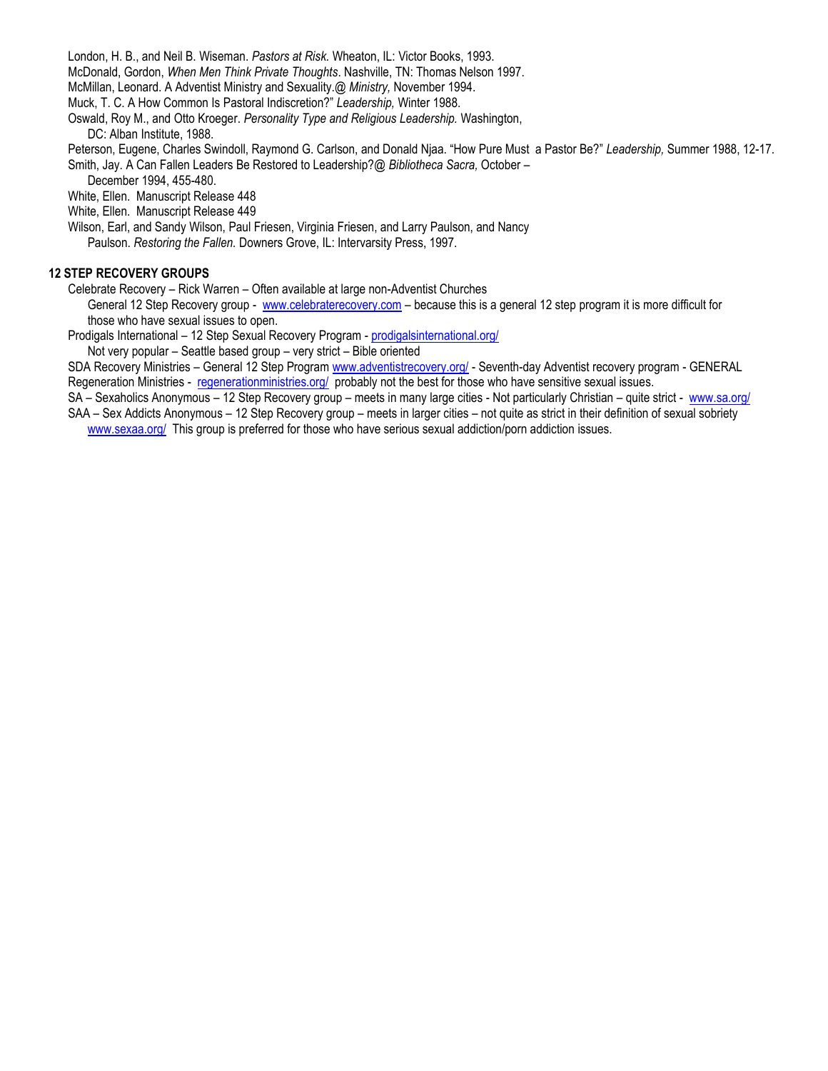London, H. B., and Neil B. Wiseman. *Pastors at Risk.* Wheaton, IL: Victor Books, 1993.

McDonald, Gordon, *When Men Think Private Thoughts*. Nashville, TN: Thomas Nelson 1997.

McMillan, Leonard. A Adventist Ministry and Sexuality.@ *Ministry,* November 1994.

Muck, T. C. A How Common Is Pastoral Indiscretion?" *Leadership,* Winter 1988.

Oswald, Roy M., and Otto Kroeger. *Personality Type and Religious Leadership.* Washington, DC: Alban Institute, 1988.

Peterson, Eugene, Charles Swindoll, Raymond G. Carlson, and Donald Njaa. "How Pure Must a Pastor Be?" *Leadership,* Summer 1988, 12-17.

Smith, Jay. A Can Fallen Leaders Be Restored to Leadership?@ *Bibliotheca Sacra,* October – December 1994, 455-480.

White, Ellen. Manuscript Release 448

White, Ellen. Manuscript Release 449

Wilson, Earl, and Sandy Wilson, Paul Friesen, Virginia Friesen, and Larry Paulson, and Nancy Paulson. *Restoring the Fallen.* Downers Grove, IL: Intervarsity Press, 1997.

**12 STEP RECOVERY GROUPS**

Celebrate Recovery – Rick Warren – Often available at large non-Adventist Churches
General 12 Step Recovery group - www.celebraterecovery.com – because this is a general 12 step program it is more difficult for those who have sexual issues to open.

Prodigals International – 12 Step Sexual Recovery Program - prodigalsinternational.org/
Not very popular – Seattle based group – very strict – Bible oriented

SDA Recovery Ministries – General 12 Step Program www.adventistrecovery.org/ - Seventh-day Adventist recovery program - GENERAL

Regeneration Ministries - regenerationministries.org/ probably not the best for those who have sensitive sexual issues.

SA – Sexaholics Anonymous – 12 Step Recovery group – meets in many large cities - Not particularly Christian – quite strict - www.sa.org/

SAA – Sex Addicts Anonymous – 12 Step Recovery group – meets in larger cities – not quite as strict in their definition of sexual sobriety www.sexaa.org/ This group is preferred for those who have serious sexual addiction/porn addiction issues.